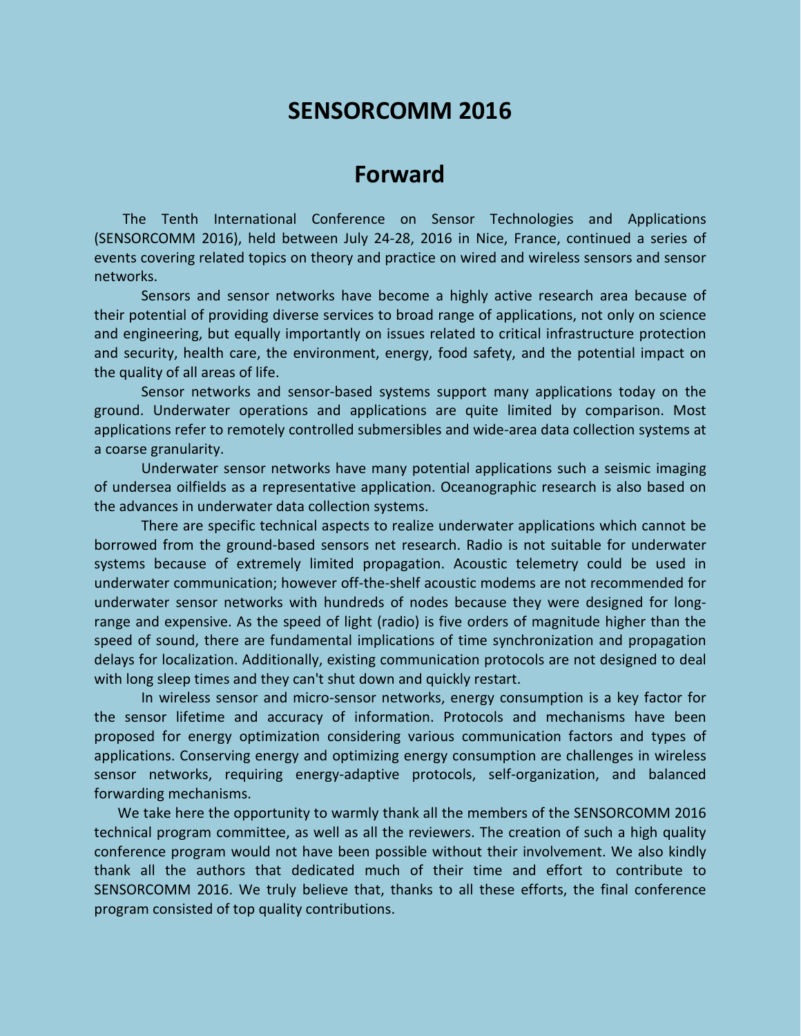# SENSORCOMM 2016

## Forward

The Tenth International Conference on Sensor Technologies and Applications (SENSORCOMM 2016), held between July 24-28, 2016 in Nice, France, continued a series of events covering related topics on theory and practice on wired and wireless sensors and sensor networks.

Sensors and sensor networks have become a highly active research area because of their potential of providing diverse services to broad range of applications, not only on science and engineering, but equally importantly on issues related to critical infrastructure protection and security, health care, the environment, energy, food safety, and the potential impact on the quality of all areas of life.

Sensor networks and sensor-based systems support many applications today on the ground. Underwater operations and applications are quite limited by comparison. Most applications refer to remotely controlled submersibles and wide-area data collection systems at a coarse granularity.

Underwater sensor networks have many potential applications such a seismic imaging of undersea oilfields as a representative application. Oceanographic research is also based on the advances in underwater data collection systems.

There are specific technical aspects to realize underwater applications which cannot be borrowed from the ground-based sensors net research. Radio is not suitable for underwater systems because of extremely limited propagation. Acoustic telemetry could be used in underwater communication; however off-the-shelf acoustic modems are not recommended for underwater sensor networks with hundreds of nodes because they were designed for long-range and expensive. As the speed of light (radio) is five orders of magnitude higher than the speed of sound, there are fundamental implications of time synchronization and propagation delays for localization. Additionally, existing communication protocols are not designed to deal with long sleep times and they can't shut down and quickly restart.

In wireless sensor and micro-sensor networks, energy consumption is a key factor for the sensor lifetime and accuracy of information. Protocols and mechanisms have been proposed for energy optimization considering various communication factors and types of applications. Conserving energy and optimizing energy consumption are challenges in wireless sensor networks, requiring energy-adaptive protocols, self-organization, and balanced forwarding mechanisms.

We take here the opportunity to warmly thank all the members of the SENSORCOMM 2016 technical program committee, as well as all the reviewers. The creation of such a high quality conference program would not have been possible without their involvement. We also kindly thank all the authors that dedicated much of their time and effort to contribute to SENSORCOMM 2016. We truly believe that, thanks to all these efforts, the final conference program consisted of top quality contributions.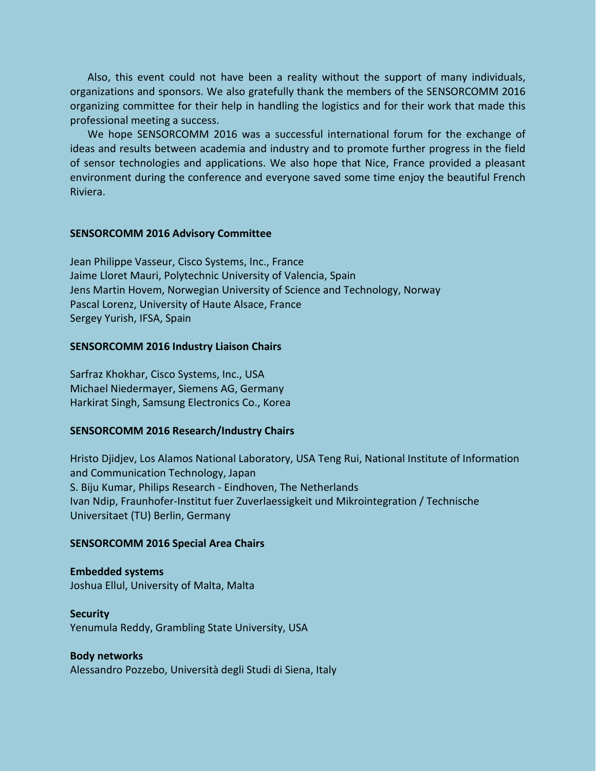Also, this event could not have been a reality without the support of many individuals, organizations and sponsors. We also gratefully thank the members of the SENSORCOMM 2016 organizing committee for their help in handling the logistics and for their work that made this professional meeting a success.

We hope SENSORCOMM 2016 was a successful international forum for the exchange of ideas and results between academia and industry and to promote further progress in the field of sensor technologies and applications. We also hope that Nice, France provided a pleasant environment during the conference and everyone saved some time enjoy the beautiful French Riviera.

**SENSORCOMM 2016 Advisory Committee**

Jean Philippe Vasseur, Cisco Systems, Inc., France
Jaime Lloret Mauri, Polytechnic University of Valencia, Spain
Jens Martin Hovem, Norwegian University of Science and Technology, Norway
Pascal Lorenz, University of Haute Alsace, France
Sergey Yurish, IFSA, Spain

**SENSORCOMM 2016 Industry Liaison Chairs**

Sarfraz Khokhar, Cisco Systems, Inc., USA
Michael Niedermayer, Siemens AG, Germany
Harkirat Singh, Samsung Electronics Co., Korea

**SENSORCOMM 2016 Research/Industry Chairs**

Hristo Djidjev, Los Alamos National Laboratory, USA Teng Rui, National Institute of Information and Communication Technology, Japan
S. Biju Kumar, Philips Research - Eindhoven, The Netherlands
Ivan Ndip, Fraunhofer-Institut fuer Zuverlaessigkeit und Mikrointegration / Technische Universitaet (TU) Berlin, Germany

**SENSORCOMM 2016 Special Area Chairs**

**Embedded systems**
Joshua Ellul, University of Malta, Malta

**Security**
Yenumula Reddy, Grambling State University, USA

**Body networks**
Alessandro Pozzebo, Università degli Studi di Siena, Italy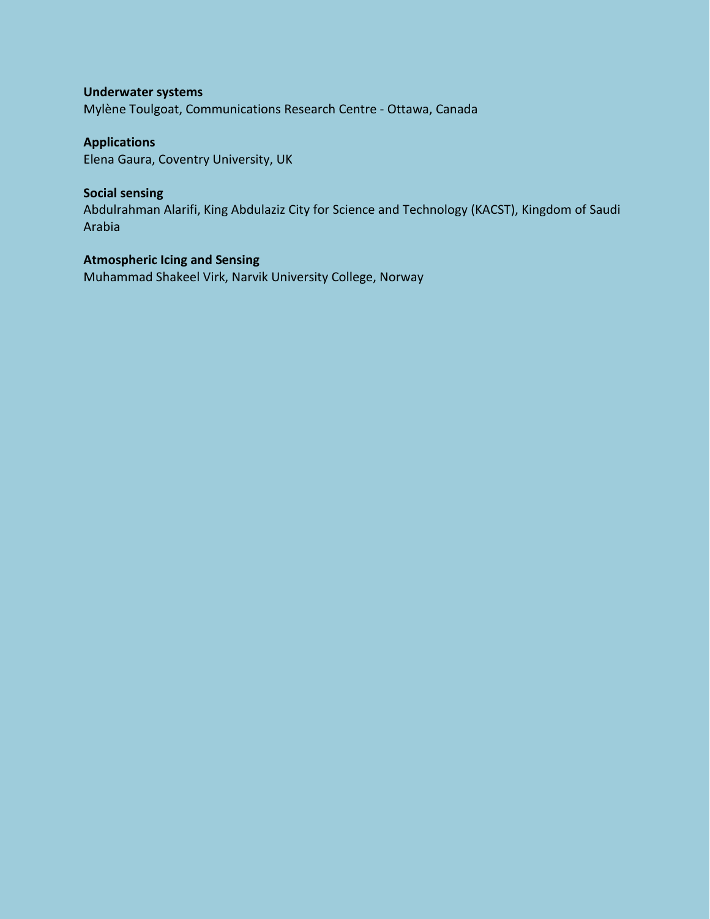**Underwater systems**
Mylène Toulgoat, Communications Research Centre - Ottawa, Canada

**Applications**
Elena Gaura, Coventry University, UK

**Social sensing**
Abdulrahman Alarifi, King Abdulaziz City for Science and Technology (KACST), Kingdom of Saudi Arabia

**Atmospheric Icing and Sensing**
Muhammad Shakeel Virk, Narvik University College, Norway